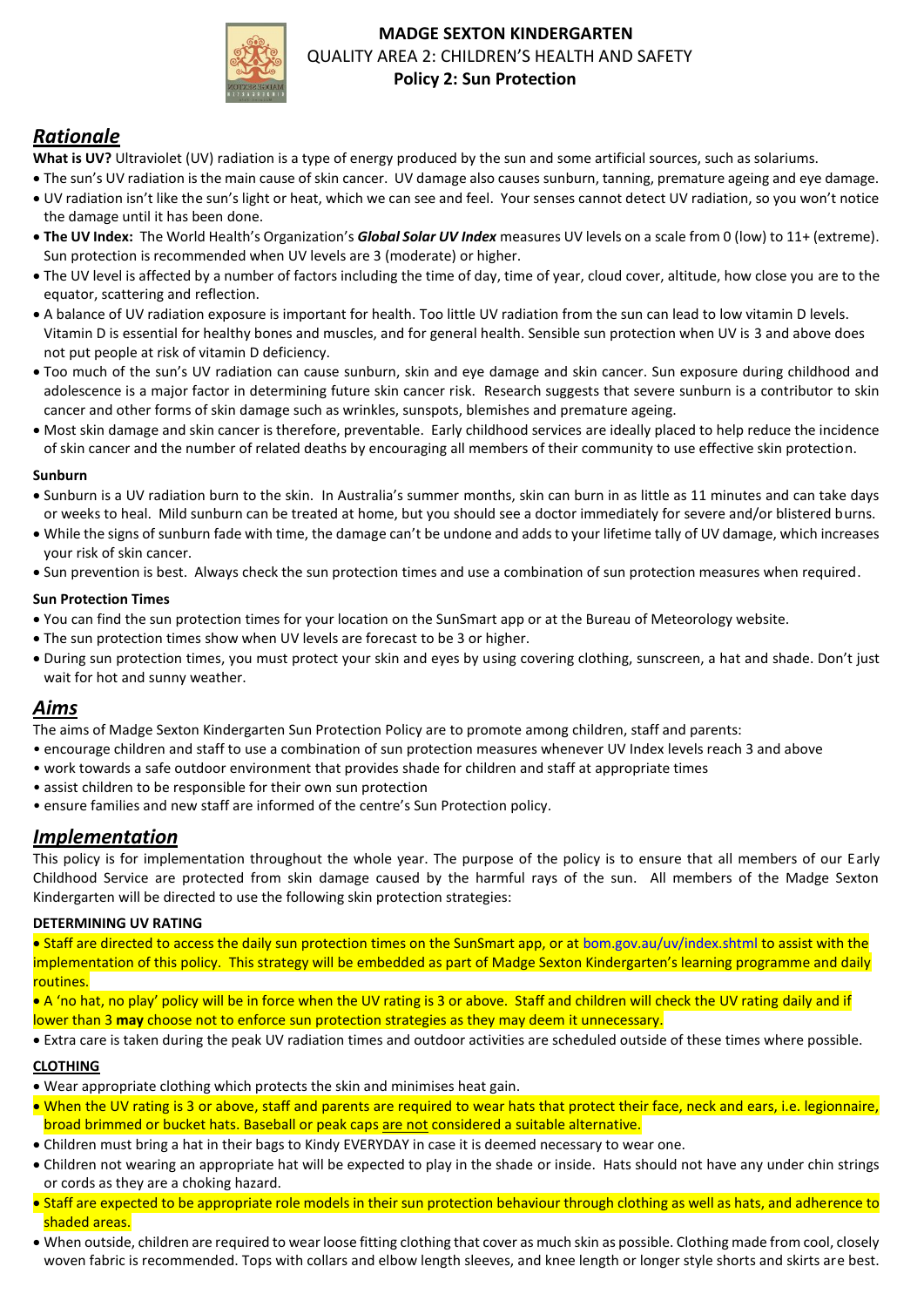# MADGE SEXTON KINDERGARTEN

QUALITY AREA 2: CHILDREN'S HEALTH AND SAFETY

**Policy 2: Sun Protection**

## *Rationale*

**What is UV?** Ultraviolet (UV) radiation is a type of energy produced by the sun and some artificial sources, such as solariums.

- The sun's UV radiation is the main cause of skin cancer. UV damage also causes sunburn, tanning, premature ageing and eye damage.
- UV radiation isn't like the sun's light or heat, which we can see and feel. Your senses cannot detect UV radiation, so you won't notice the damage until it has been done.
- **The UV Index:** The World Health's Organization's ***Global Solar UV Index*** measures UV levels on a scale from 0 (low) to 11+ (extreme). Sun protection is recommended when UV levels are 3 (moderate) or higher.
- The UV level is affected by a number of factors including the time of day, time of year, cloud cover, altitude, how close you are to the equator, scattering and reflection.
- A balance of UV radiation exposure is important for health. Too little UV radiation from the sun can lead to low vitamin D levels. Vitamin D is essential for healthy bones and muscles, and for general health. Sensible sun protection when UV is 3 and above does not put people at risk of vitamin D deficiency.
- Too much of the sun's UV radiation can cause sunburn, skin and eye damage and skin cancer. Sun exposure during childhood and adolescence is a major factor in determining future skin cancer risk. Research suggests that severe sunburn is a contributor to skin cancer and other forms of skin damage such as wrinkles, sunspots, blemishes and premature ageing.
- Most skin damage and skin cancer is therefore, preventable. Early childhood services are ideally placed to help reduce the incidence of skin cancer and the number of related deaths by encouraging all members of their community to use effective skin protection.

#### Sunburn

- Sunburn is a UV radiation burn to the skin. In Australia's summer months, skin can burn in as little as 11 minutes and can take days or weeks to heal. Mild sunburn can be treated at home, but you should see a doctor immediately for severe and/or blistered burns.
- While the signs of sunburn fade with time, the damage can't be undone and adds to your lifetime tally of UV damage, which increases your risk of skin cancer.
- Sun prevention is best. Always check the sun protection times and use a combination of sun protection measures when required.

#### Sun Protection Times

- You can find the sun protection times for your location on the SunSmart app or at the Bureau of Meteorology website.
- The sun protection times show when UV levels are forecast to be 3 or higher.
- During sun protection times, you must protect your skin and eyes by using covering clothing, sunscreen, a hat and shade. Don't just wait for hot and sunny weather.

## *Aims*

The aims of Madge Sexton Kindergarten Sun Protection Policy are to promote among children, staff and parents:

- encourage children and staff to use a combination of sun protection measures whenever UV Index levels reach 3 and above
- work towards a safe outdoor environment that provides shade for children and staff at appropriate times
- assist children to be responsible for their own sun protection
- ensure families and new staff are informed of the centre's Sun Protection policy.

## *Implementation*

This policy is for implementation throughout the whole year. The purpose of the policy is to ensure that all members of our Early Childhood Service are protected from skin damage caused by the harmful rays of the sun. All members of the Madge Sexton Kindergarten will be directed to use the following skin protection strategies:

#### DETERMINING UV RATING

- Staff are directed to access the daily sun protection times on the SunSmart app, or at bom.gov.au/uv/index.shtml to assist with the implementation of this policy. This strategy will be embedded as part of Madge Sexton Kindergarten's learning programme and daily routines.
- A 'no hat, no play' policy will be in force when the UV rating is 3 or above. Staff and children will check the UV rating daily and if lower than 3 **may** choose not to enforce sun protection strategies as they may deem it unnecessary.
- Extra care is taken during the peak UV radiation times and outdoor activities are scheduled outside of these times where possible.

#### CLOTHING

- Wear appropriate clothing which protects the skin and minimises heat gain.
- When the UV rating is 3 or above, staff and parents are required to wear hats that protect their face, neck and ears, i.e. legionnaire, broad brimmed or bucket hats. Baseball or peak caps are not considered a suitable alternative.
- Children must bring a hat in their bags to Kindy EVERYDAY in case it is deemed necessary to wear one.
- Children not wearing an appropriate hat will be expected to play in the shade or inside. Hats should not have any under chin strings or cords as they are a choking hazard.
- Staff are expected to be appropriate role models in their sun protection behaviour through clothing as well as hats, and adherence to shaded areas.
- When outside, children are required to wear loose fitting clothing that cover as much skin as possible. Clothing made from cool, closely woven fabric is recommended. Tops with collars and elbow length sleeves, and knee length or longer style shorts and skirts are best.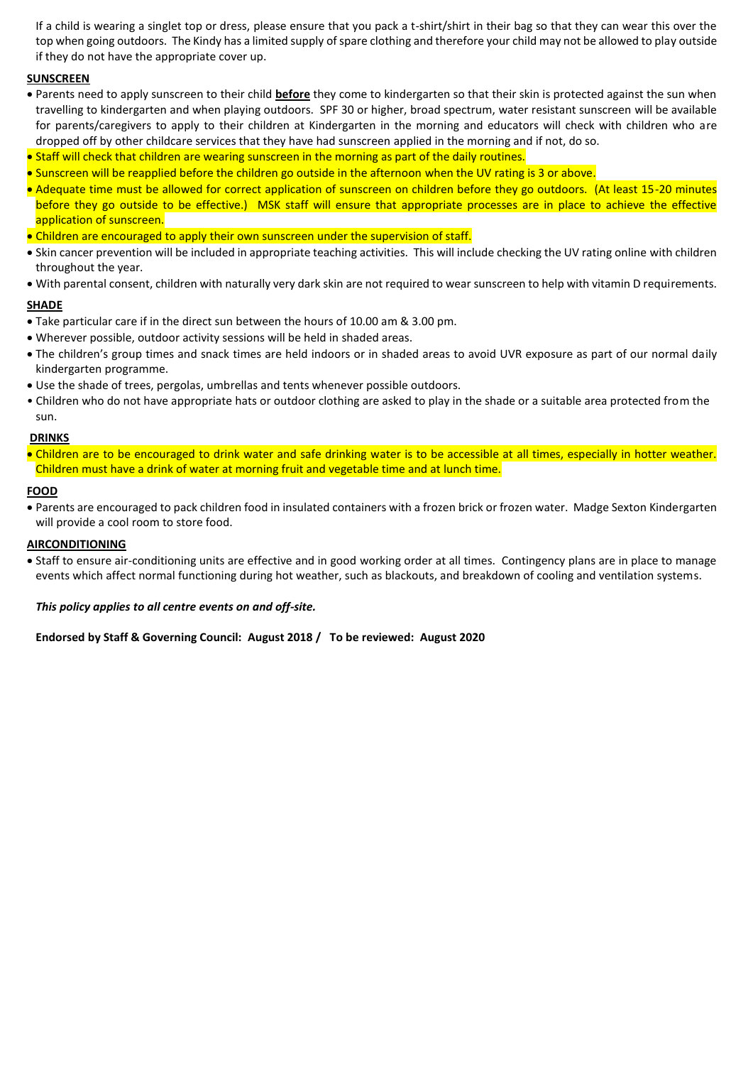If a child is wearing a singlet top or dress, please ensure that you pack a t-shirt/shirt in their bag so that they can wear this over the top when going outdoors. The Kindy has a limited supply of spare clothing and therefore your child may not be allowed to play outside if they do not have the appropriate cover up.

**SUNSCREEN**

- Parents need to apply sunscreen to their child **before** they come to kindergarten so that their skin is protected against the sun when travelling to kindergarten and when playing outdoors. SPF 30 or higher, broad spectrum, water resistant sunscreen will be available for parents/caregivers to apply to their children at Kindergarten in the morning and educators will check with children who are dropped off by other childcare services that they have had sunscreen applied in the morning and if not, do so.
- Staff will check that children are wearing sunscreen in the morning as part of the daily routines.
- Sunscreen will be reapplied before the children go outside in the afternoon when the UV rating is 3 or above.
- Adequate time must be allowed for correct application of sunscreen on children before they go outdoors. (At least 15-20 minutes before they go outside to be effective.) MSK staff will ensure that appropriate processes are in place to achieve the effective application of sunscreen.
- Children are encouraged to apply their own sunscreen under the supervision of staff.
- Skin cancer prevention will be included in appropriate teaching activities. This will include checking the UV rating online with children throughout the year.
- With parental consent, children with naturally very dark skin are not required to wear sunscreen to help with vitamin D requirements.

**SHADE**

- Take particular care if in the direct sun between the hours of 10.00 am & 3.00 pm.
- Wherever possible, outdoor activity sessions will be held in shaded areas.
- The children's group times and snack times are held indoors or in shaded areas to avoid UVR exposure as part of our normal daily kindergarten programme.
- Use the shade of trees, pergolas, umbrellas and tents whenever possible outdoors.
- Children who do not have appropriate hats or outdoor clothing are asked to play in the shade or a suitable area protected from the sun.

**DRINKS**

- Children are to be encouraged to drink water and safe drinking water is to be accessible at all times, especially in hotter weather. Children must have a drink of water at morning fruit and vegetable time and at lunch time.

**FOOD**

- Parents are encouraged to pack children food in insulated containers with a frozen brick or frozen water. Madge Sexton Kindergarten will provide a cool room to store food.

**AIRCONDITIONING**

- Staff to ensure air-conditioning units are effective and in good working order at all times. Contingency plans are in place to manage events which affect normal functioning during hot weather, such as blackouts, and breakdown of cooling and ventilation systems.

***This policy applies to all centre events on and off-site.***

**Endorsed by Staff & Governing Council: August 2018 / To be reviewed: August 2020**